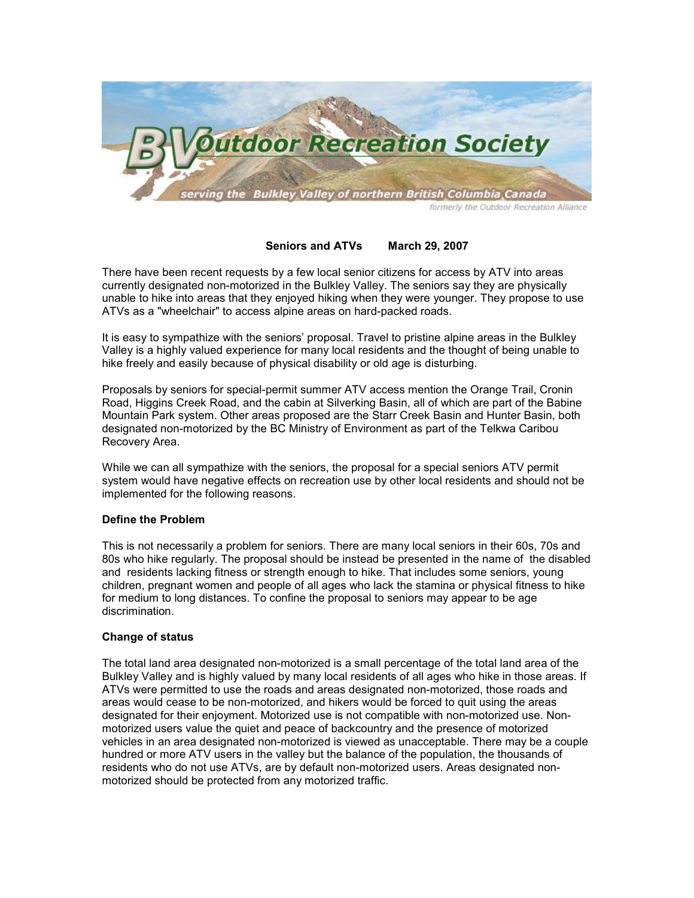# BV Outdoor Recreation Society

*serving the Bulkley Valley of northern British Columbia Canada*

*formerly the Outdoor Recreation Alliance*

**Seniors and ATVs March 29, 2007**

There have been recent requests by a few local senior citizens for access by ATV into areas currently designated non-motorized in the Bulkley Valley. The seniors say they are physically unable to hike into areas that they enjoyed hiking when they were younger. They propose to use ATVs as a "wheelchair" to access alpine areas on hard-packed roads.

It is easy to sympathize with the seniors' proposal. Travel to pristine alpine areas in the Bulkley Valley is a highly valued experience for many local residents and the thought of being unable to hike freely and easily because of physical disability or old age is disturbing.

Proposals by seniors for special-permit summer ATV access mention the Orange Trail, Cronin Road, Higgins Creek Road, and the cabin at Silverking Basin, all of which are part of the Babine Mountain Park system. Other areas proposed are the Starr Creek Basin and Hunter Basin, both designated non-motorized by the BC Ministry of Environment as part of the Telkwa Caribou Recovery Area.

While we can all sympathize with the seniors, the proposal for a special seniors ATV permit system would have negative effects on recreation use by other local residents and should not be implemented for the following reasons.

**Define the Problem**

This is not necessarily a problem for seniors. There are many local seniors in their 60s, 70s and 80s who hike regularly. The proposal should be instead be presented in the name of the disabled and residents lacking fitness or strength enough to hike. That includes some seniors, young children, pregnant women and people of all ages who lack the stamina or physical fitness to hike for medium to long distances. To confine the proposal to seniors may appear to be age discrimination.

**Change of status**

The total land area designated non-motorized is a small percentage of the total land area of the Bulkley Valley and is highly valued by many local residents of all ages who hike in those areas. If ATVs were permitted to use the roads and areas designated non-motorized, those roads and areas would cease to be non-motorized, and hikers would be forced to quit using the areas designated for their enjoyment. Motorized use is not compatible with non-motorized use. Non-motorized users value the quiet and peace of backcountry and the presence of motorized vehicles in an area designated non-motorized is viewed as unacceptable. There may be a couple hundred or more ATV users in the valley but the balance of the population, the thousands of residents who do not use ATVs, are by default non-motorized users. Areas designated non-motorized should be protected from any motorized traffic.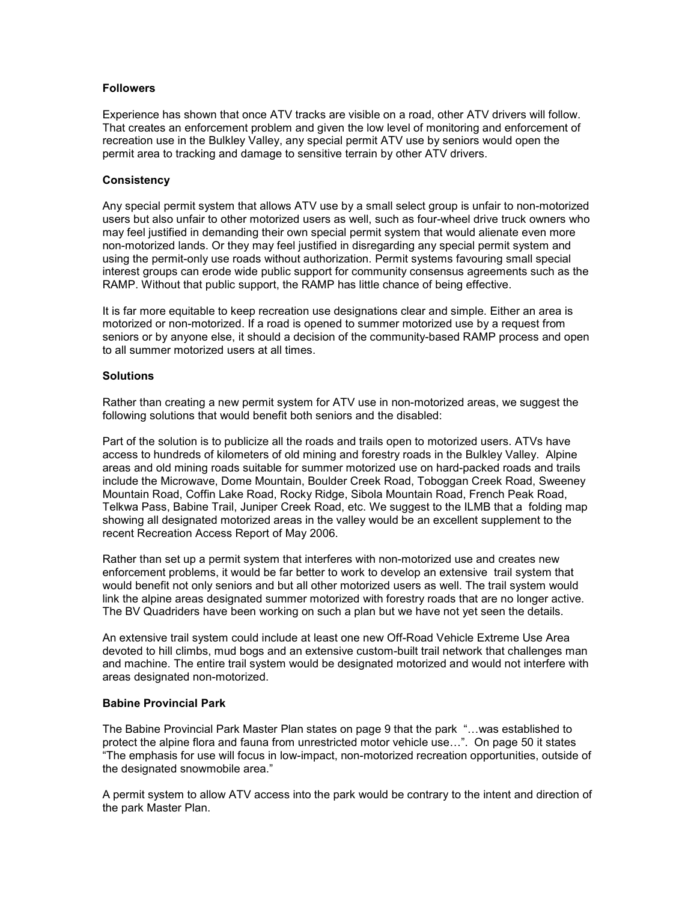### Followers

Experience has shown that once ATV tracks are visible on a road, other ATV drivers will follow. That creates an enforcement problem and given the low level of monitoring and enforcement of recreation use in the Bulkley Valley, any special permit ATV use by seniors would open the permit area to tracking and damage to sensitive terrain by other ATV drivers.

### Consistency

Any special permit system that allows ATV use by a small select group is unfair to non-motorized users but also unfair to other motorized users as well, such as four-wheel drive truck owners who may feel justified in demanding their own special permit system that would alienate even more non-motorized lands. Or they may feel justified in disregarding any special permit system and using the permit-only use roads without authorization. Permit systems favouring small special interest groups can erode wide public support for community consensus agreements such as the RAMP. Without that public support, the RAMP has little chance of being effective.

It is far more equitable to keep recreation use designations clear and simple. Either an area is motorized or non-motorized. If a road is opened to summer motorized use by a request from seniors or by anyone else, it should a decision of the community-based RAMP process and open to all summer motorized users at all times.

### Solutions

Rather than creating a new permit system for ATV use in non-motorized areas, we suggest the following solutions that would benefit both seniors and the disabled:

Part of the solution is to publicize all the roads and trails open to motorized users. ATVs have access to hundreds of kilometers of old mining and forestry roads in the Bulkley Valley. Alpine areas and old mining roads suitable for summer motorized use on hard-packed roads and trails include the Microwave, Dome Mountain, Boulder Creek Road, Toboggan Creek Road, Sweeney Mountain Road, Coffin Lake Road, Rocky Ridge, Sibola Mountain Road, French Peak Road, Telkwa Pass, Babine Trail, Juniper Creek Road, etc. We suggest to the ILMB that a folding map showing all designated motorized areas in the valley would be an excellent supplement to the recent Recreation Access Report of May 2006.

Rather than set up a permit system that interferes with non-motorized use and creates new enforcement problems, it would be far better to work to develop an extensive trail system that would benefit not only seniors and but all other motorized users as well. The trail system would link the alpine areas designated summer motorized with forestry roads that are no longer active. The BV Quadriders have been working on such a plan but we have not yet seen the details.

An extensive trail system could include at least one new Off-Road Vehicle Extreme Use Area devoted to hill climbs, mud bogs and an extensive custom-built trail network that challenges man and machine. The entire trail system would be designated motorized and would not interfere with areas designated non-motorized.

### Babine Provincial Park

The Babine Provincial Park Master Plan states on page 9 that the park "…was established to protect the alpine flora and fauna from unrestricted motor vehicle use…". On page 50 it states "The emphasis for use will focus in low-impact, non-motorized recreation opportunities, outside of the designated snowmobile area."

A permit system to allow ATV access into the park would be contrary to the intent and direction of the park Master Plan.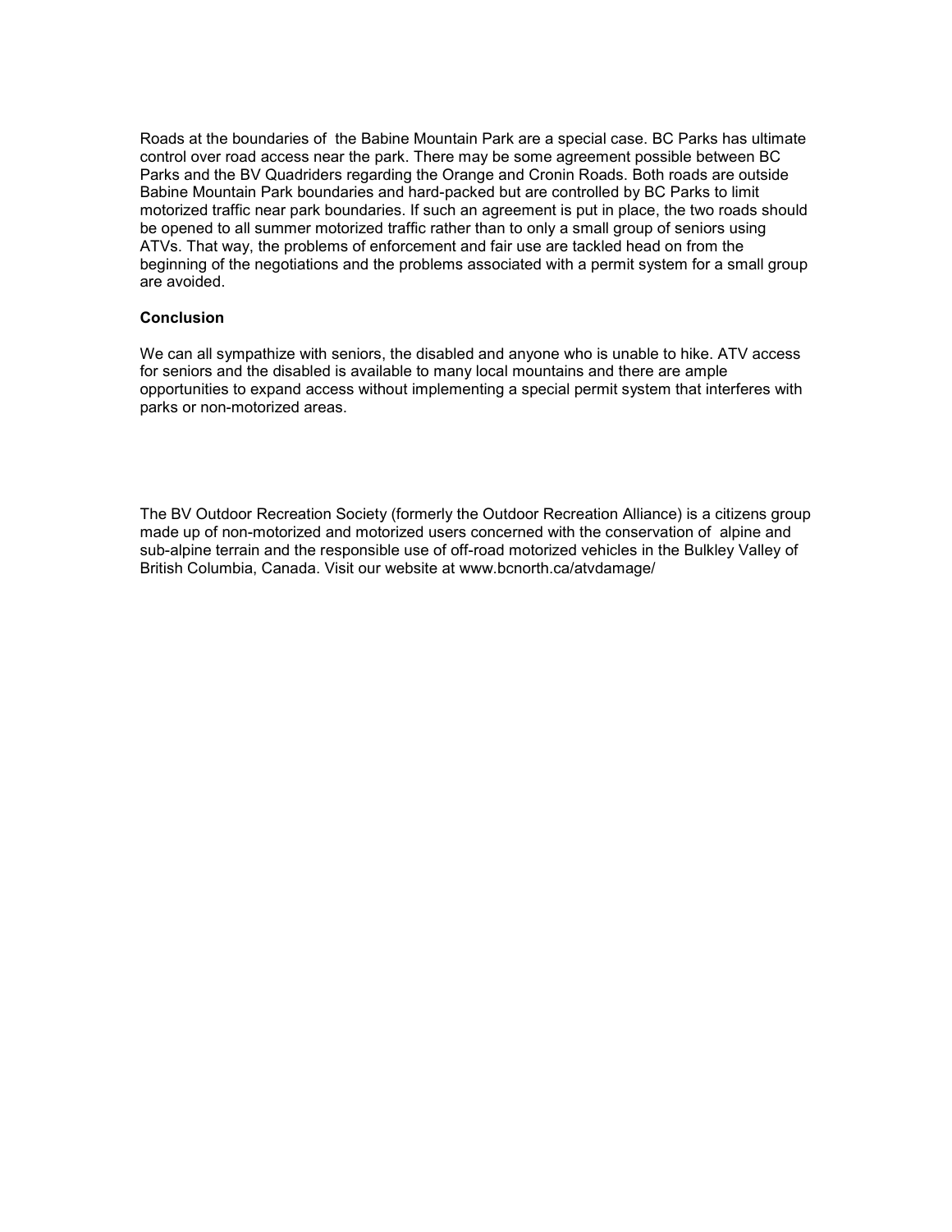Roads at the boundaries of the Babine Mountain Park are a special case. BC Parks has ultimate control over road access near the park. There may be some agreement possible between BC Parks and the BV Quadriders regarding the Orange and Cronin Roads. Both roads are outside Babine Mountain Park boundaries and hard-packed but are controlled by BC Parks to limit motorized traffic near park boundaries. If such an agreement is put in place, the two roads should be opened to all summer motorized traffic rather than to only a small group of seniors using ATVs. That way, the problems of enforcement and fair use are tackled head on from the beginning of the negotiations and the problems associated with a permit system for a small group are avoided.

**Conclusion**

We can all sympathize with seniors, the disabled and anyone who is unable to hike. ATV access for seniors and the disabled is available to many local mountains and there are ample opportunities to expand access without implementing a special permit system that interferes with parks or non-motorized areas.

The BV Outdoor Recreation Society (formerly the Outdoor Recreation Alliance) is a citizens group made up of non-motorized and motorized users concerned with the conservation of alpine and sub-alpine terrain and the responsible use of off-road motorized vehicles in the Bulkley Valley of British Columbia, Canada. Visit our website at www.bcnorth.ca/atvdamage/